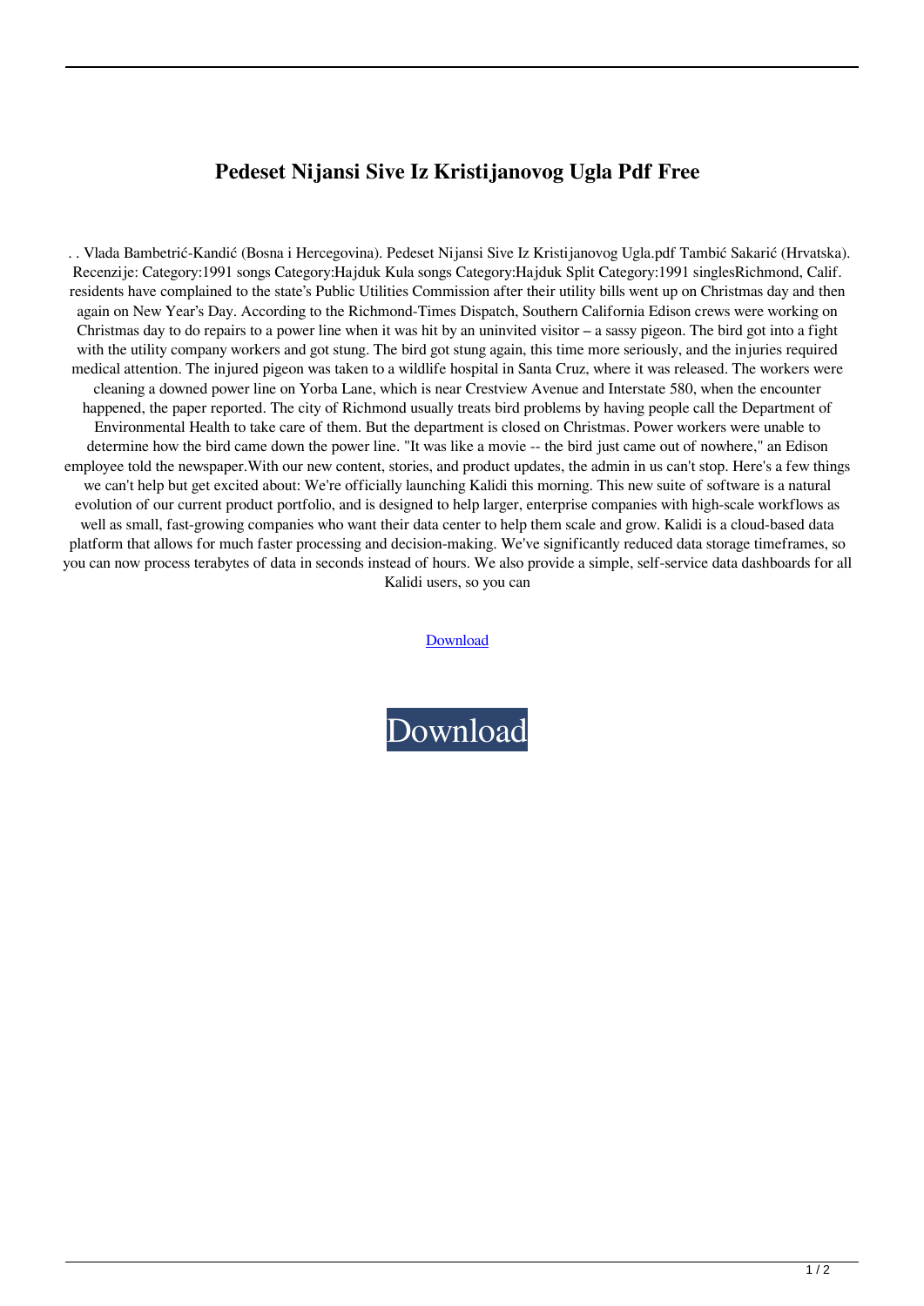# Pedeset Nijansi Sive Iz Kristijanovog Ugla Pdf Free

. . Vlada Bambetrić-Kandić (Bosna i Hercegovina). Pedeset Nijansi Sive Iz Kristijanovog Ugla.pdf Tambić Sakarić (Hrvatska). Recenzije: Category:1991 songs Category:Hajduk Kula songs Category:Hajduk Split Category:1991 singlesRichmond, Calif. residents have complained to the state's Public Utilities Commission after their utility bills went up on Christmas day and then again on New Year's Day. According to the Richmond-Times Dispatch, Southern California Edison crews were working on Christmas day to do repairs to a power line when it was hit by an uninvited visitor – a sassy pigeon. The bird got into a fight with the utility company workers and got stung. The bird got stung again, this time more seriously, and the injuries required medical attention. The injured pigeon was taken to a wildlife hospital in Santa Cruz, where it was released. The workers were cleaning a downed power line on Yorba Lane, which is near Crestview Avenue and Interstate 580, when the encounter happened, the paper reported. The city of Richmond usually treats bird problems by having people call the Department of Environmental Health to take care of them. But the department is closed on Christmas. Power workers were unable to determine how the bird came down the power line. "It was like a movie -- the bird just came out of nowhere," an Edison employee told the newspaper.With our new content, stories, and product updates, the admin in us can't stop. Here's a few things we can't help but get excited about: We're officially launching Kalidi this morning. This new suite of software is a natural evolution of our current product portfolio, and is designed to help larger, enterprise companies with high-scale workflows as well as small, fast-growing companies who want their data center to help them scale and grow. Kalidi is a cloud-based data platform that allows for much faster processing and decision-making. We've significantly reduced data storage timeframes, so you can now process terabytes of data in seconds instead of hours. We also provide a simple, self-service data dashboards for all Kalidi users, so you can

Download

Download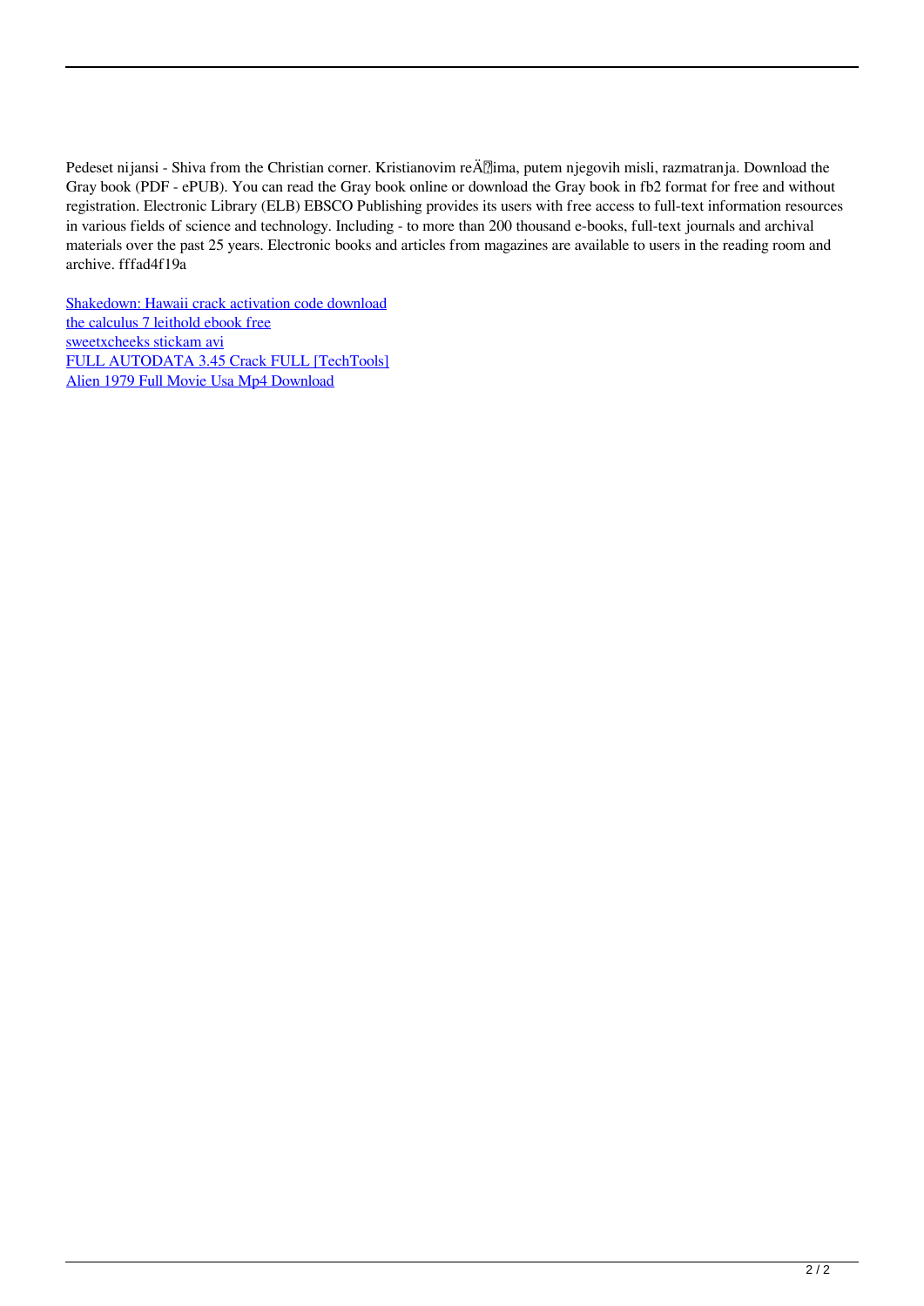Pedeset nijansi - Shiva from the Christian corner. Kristianovim reÄ�ima, putem njegovih misli, razmatranja. Download the Gray book (PDF - ePUB). You can read the Gray book online or download the Gray book in fb2 format for free and without registration. Electronic Library (ELB) EBSCO Publishing provides its users with free access to full-text information resources in various fields of science and technology. Including - to more than 200 thousand e-books, full-text journals and archival materials over the past 25 years. Electronic books and articles from magazines are available to users in the reading room and archive. fffad4f19a

Shakedown: Hawaii crack activation code download
the calculus 7 leithold ebook free
sweetxcheeks stickam avi
FULL AUTODATA 3.45 Crack FULL [TechTools]
Alien 1979 Full Movie Usa Mp4 Download